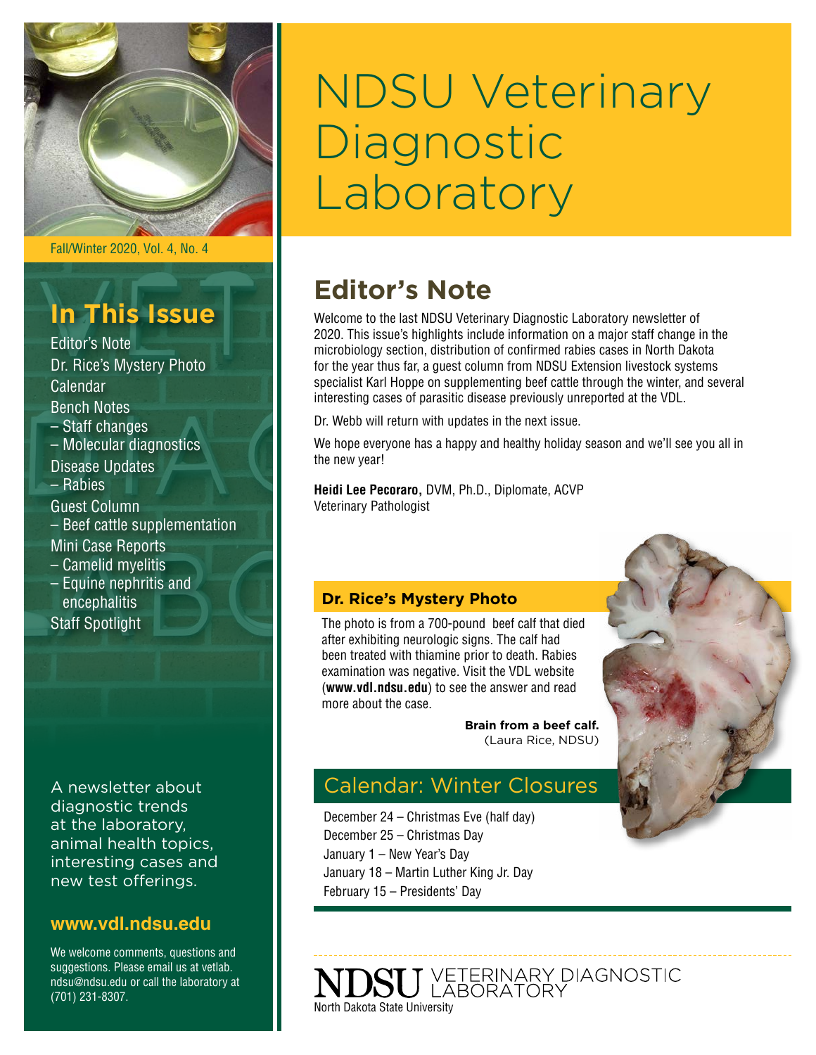# NDSU Veterinary Diagnostic Laboratory

Fall/Winter 2020, Vol. 4, No. 4

## In This Issue

Editor's Note
Dr. Rice's Mystery Photo
Calendar
Bench Notes
– Staff changes
– Molecular diagnostics
Disease Updates
– Rabies
Guest Column
– Beef cattle supplementation
Mini Case Reports
– Camelid myelitis
– Equine nephritis and encephalitis
Staff Spotlight

A newsletter about diagnostic trends at the laboratory, animal health topics, interesting cases and new test offerings.

**www.vdl.ndsu.edu**

We welcome comments, questions and suggestions. Please email us at vetlab.ndsu@ndsu.edu or call the laboratory at (701) 231-8307.

## Editor's Note

Welcome to the last NDSU Veterinary Diagnostic Laboratory newsletter of 2020. This issue's highlights include information on a major staff change in the microbiology section, distribution of confirmed rabies cases in North Dakota for the year thus far, a guest column from NDSU Extension livestock systems specialist Karl Hoppe on supplementing beef cattle through the winter, and several interesting cases of parasitic disease previously unreported at the VDL.

Dr. Webb will return with updates in the next issue.

We hope everyone has a happy and healthy holiday season and we'll see you all in the new year!

**Heidi Lee Pecoraro,** DVM, Ph.D., Diplomate, ACVP
Veterinary Pathologist

### Dr. Rice's Mystery Photo

The photo is from a 700-pound beef calf that died after exhibiting neurologic signs. The calf had been treated with thiamine prior to death. Rabies examination was negative. Visit the VDL website (**www.vdl.ndsu.edu**) to see the answer and read more about the case.

**Brain from a beef calf.**
(Laura Rice, NDSU)

## Calendar: Winter Closures

December 24 – Christmas Eve (half day)
December 25 – Christmas Day
January 1 – New Year's Day
January 18 – Martin Luther King Jr. Day
February 15 – Presidents' Day

NDSU VETERINARY DIAGNOSTIC LABORATORY
North Dakota State University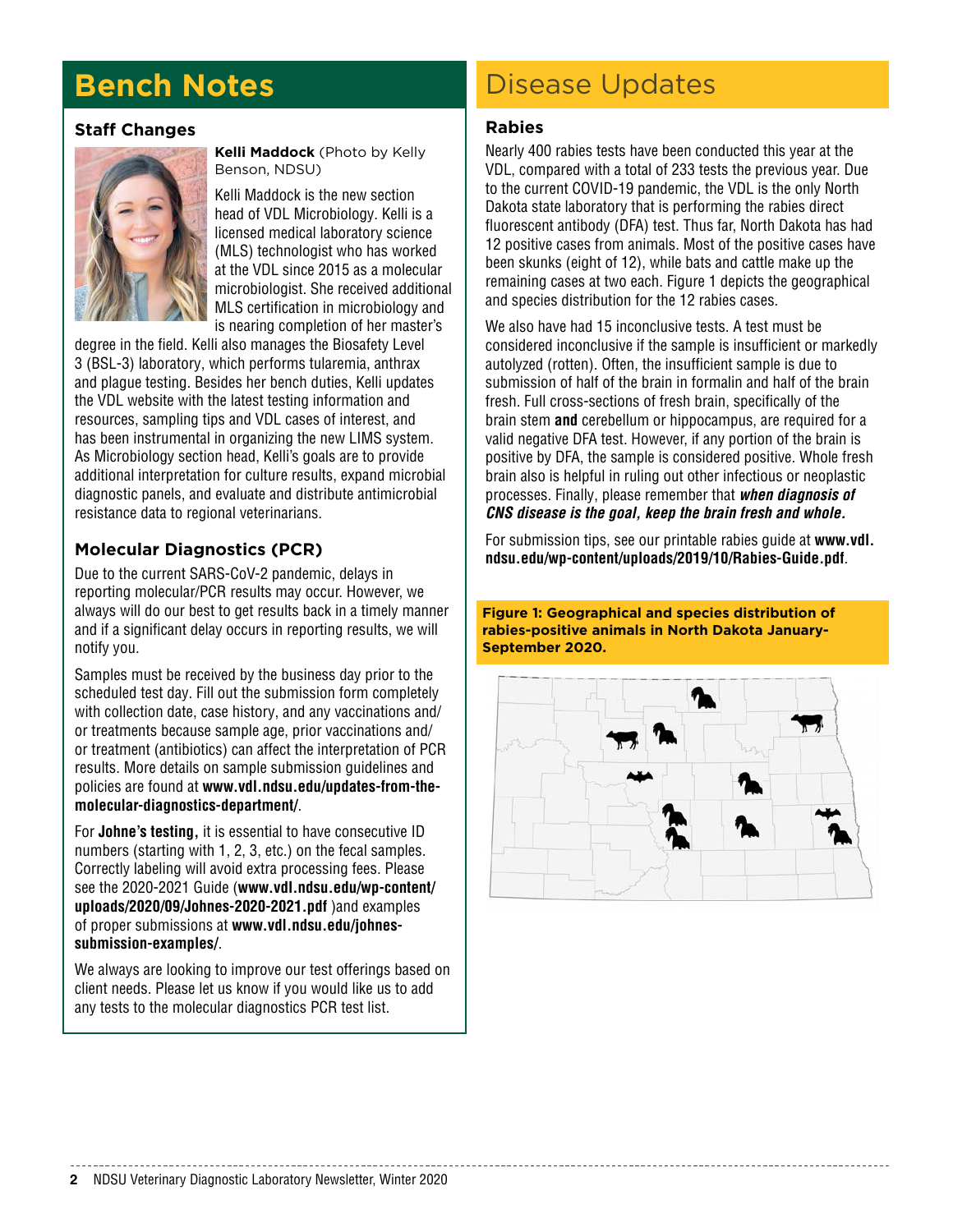# Bench Notes

## Staff Changes

**Kelli Maddock** (Photo by Kelly Benson, NDSU)

Kelli Maddock is the new section head of VDL Microbiology. Kelli is a licensed medical laboratory science (MLS) technologist who has worked at the VDL since 2015 as a molecular microbiologist. She received additional MLS certification in microbiology and is nearing completion of her master's degree in the field. Kelli also manages the Biosafety Level 3 (BSL-3) laboratory, which performs tularemia, anthrax and plague testing. Besides her bench duties, Kelli updates the VDL website with the latest testing information and resources, sampling tips and VDL cases of interest, and has been instrumental in organizing the new LIMS system. As Microbiology section head, Kelli's goals are to provide additional interpretation for culture results, expand microbial diagnostic panels, and evaluate and distribute antimicrobial resistance data to regional veterinarians.

## Molecular Diagnostics (PCR)

Due to the current SARS-CoV-2 pandemic, delays in reporting molecular/PCR results may occur. However, we always will do our best to get results back in a timely manner and if a significant delay occurs in reporting results, we will notify you.

Samples must be received by the business day prior to the scheduled test day. Fill out the submission form completely with collection date, case history, and any vaccinations and/or treatments because sample age, prior vaccinations and/or treatment (antibiotics) can affect the interpretation of PCR results. More details on sample submission guidelines and policies are found at **www.vdl.ndsu.edu/updates-from-the-molecular-diagnostics-department/**.

For **Johne's testing,** it is essential to have consecutive ID numbers (starting with 1, 2, 3, etc.) on the fecal samples. Correctly labeling will avoid extra processing fees. Please see the 2020-2021 Guide (**www.vdl.ndsu.edu/wp-content/uploads/2020/09/Johnes-2020-2021.pdf** )and examples of proper submissions at **www.vdl.ndsu.edu/johnes-submission-examples/**.

We always are looking to improve our test offerings based on client needs. Please let us know if you would like us to add any tests to the molecular diagnostics PCR test list.

# Disease Updates

## Rabies

Nearly 400 rabies tests have been conducted this year at the VDL, compared with a total of 233 tests the previous year. Due to the current COVID-19 pandemic, the VDL is the only North Dakota state laboratory that is performing the rabies direct fluorescent antibody (DFA) test. Thus far, North Dakota has had 12 positive cases from animals. Most of the positive cases have been skunks (eight of 12), while bats and cattle make up the remaining cases at two each. Figure 1 depicts the geographical and species distribution for the 12 rabies cases.

We also have had 15 inconclusive tests. A test must be considered inconclusive if the sample is insufficient or markedly autolyzed (rotten). Often, the insufficient sample is due to submission of half of the brain in formalin and half of the brain fresh. Full cross-sections of fresh brain, specifically of the brain stem **and** cerebellum or hippocampus, are required for a valid negative DFA test. However, if any portion of the brain is positive by DFA, the sample is considered positive. Whole fresh brain also is helpful in ruling out other infectious or neoplastic processes. Finally, please remember that ***when diagnosis of CNS disease is the goal, keep the brain fresh and whole.***

For submission tips, see our printable rabies guide at **www.vdl.ndsu.edu/wp-content/uploads/2019/10/Rabies-Guide.pdf**.

**Figure 1: Geographical and species distribution of rabies-positive animals in North Dakota January-September 2020.**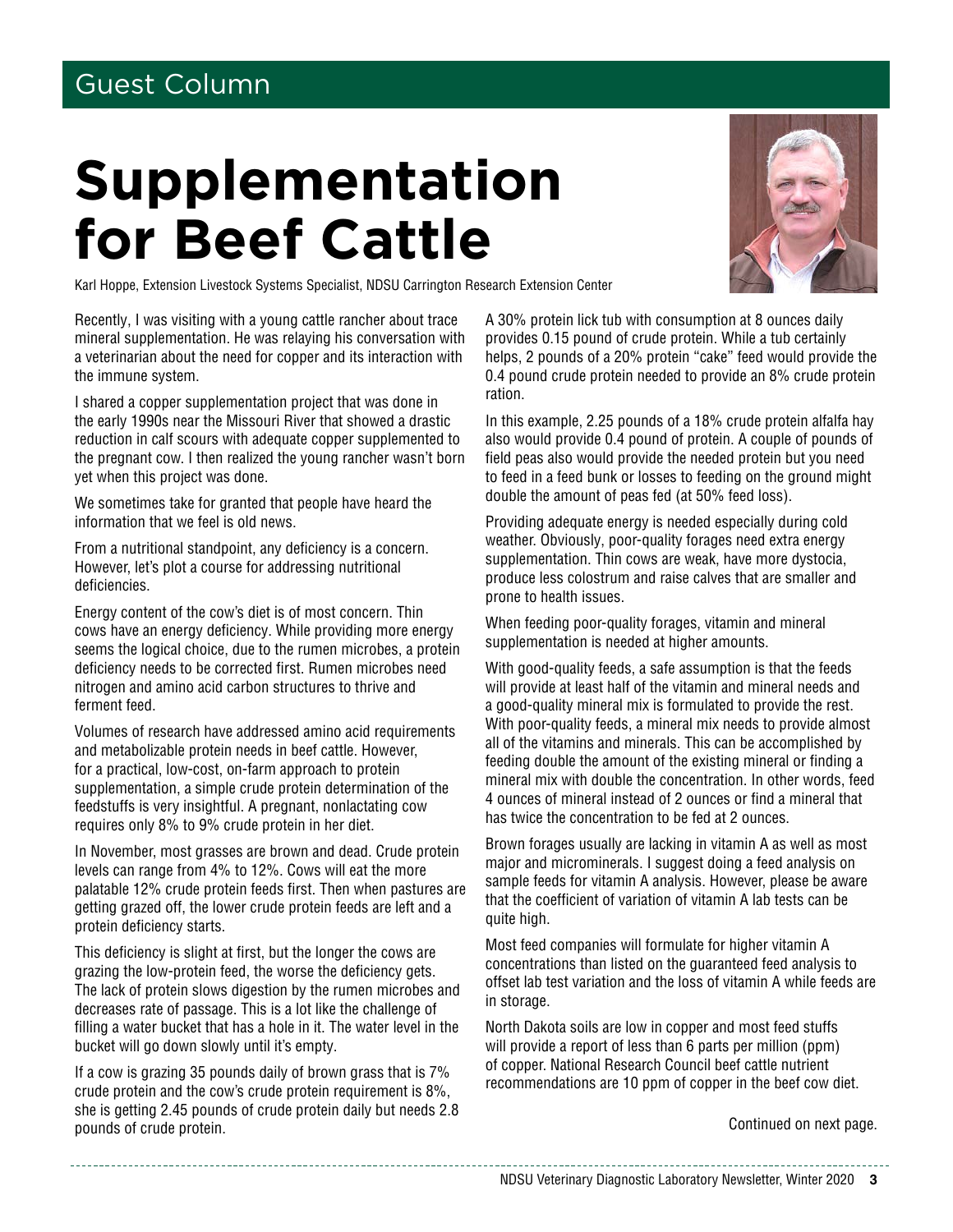Guest Column

# Supplementation for Beef Cattle

Karl Hoppe, Extension Livestock Systems Specialist, NDSU Carrington Research Extension Center

Recently, I was visiting with a young cattle rancher about trace mineral supplementation. He was relaying his conversation with a veterinarian about the need for copper and its interaction with the immune system.

I shared a copper supplementation project that was done in the early 1990s near the Missouri River that showed a drastic reduction in calf scours with adequate copper supplemented to the pregnant cow. I then realized the young rancher wasn't born yet when this project was done.

We sometimes take for granted that people have heard the information that we feel is old news.

From a nutritional standpoint, any deficiency is a concern. However, let's plot a course for addressing nutritional deficiencies.

Energy content of the cow's diet is of most concern. Thin cows have an energy deficiency. While providing more energy seems the logical choice, due to the rumen microbes, a protein deficiency needs to be corrected first. Rumen microbes need nitrogen and amino acid carbon structures to thrive and ferment feed.

Volumes of research have addressed amino acid requirements and metabolizable protein needs in beef cattle. However, for a practical, low-cost, on-farm approach to protein supplementation, a simple crude protein determination of the feedstuffs is very insightful. A pregnant, nonlactating cow requires only 8% to 9% crude protein in her diet.

In November, most grasses are brown and dead. Crude protein levels can range from 4% to 12%. Cows will eat the more palatable 12% crude protein feeds first. Then when pastures are getting grazed off, the lower crude protein feeds are left and a protein deficiency starts.

This deficiency is slight at first, but the longer the cows are grazing the low-protein feed, the worse the deficiency gets. The lack of protein slows digestion by the rumen microbes and decreases rate of passage. This is a lot like the challenge of filling a water bucket that has a hole in it. The water level in the bucket will go down slowly until it's empty.

If a cow is grazing 35 pounds daily of brown grass that is 7% crude protein and the cow's crude protein requirement is 8%, she is getting 2.45 pounds of crude protein daily but needs 2.8 pounds of crude protein.

A 30% protein lick tub with consumption at 8 ounces daily provides 0.15 pound of crude protein. While a tub certainly helps, 2 pounds of a 20% protein "cake" feed would provide the 0.4 pound crude protein needed to provide an 8% crude protein ration.

In this example, 2.25 pounds of a 18% crude protein alfalfa hay also would provide 0.4 pound of protein. A couple of pounds of field peas also would provide the needed protein but you need to feed in a feed bunk or losses to feeding on the ground might double the amount of peas fed (at 50% feed loss).

Providing adequate energy is needed especially during cold weather. Obviously, poor-quality forages need extra energy supplementation. Thin cows are weak, have more dystocia, produce less colostrum and raise calves that are smaller and prone to health issues.

When feeding poor-quality forages, vitamin and mineral supplementation is needed at higher amounts.

With good-quality feeds, a safe assumption is that the feeds will provide at least half of the vitamin and mineral needs and a good-quality mineral mix is formulated to provide the rest. With poor-quality feeds, a mineral mix needs to provide almost all of the vitamins and minerals. This can be accomplished by feeding double the amount of the existing mineral or finding a mineral mix with double the concentration. In other words, feed 4 ounces of mineral instead of 2 ounces or find a mineral that has twice the concentration to be fed at 2 ounces.

Brown forages usually are lacking in vitamin A as well as most major and microminerals. I suggest doing a feed analysis on sample feeds for vitamin A analysis. However, please be aware that the coefficient of variation of vitamin A lab tests can be quite high.

Most feed companies will formulate for higher vitamin A concentrations than listed on the guaranteed feed analysis to offset lab test variation and the loss of vitamin A while feeds are in storage.

North Dakota soils are low in copper and most feed stuffs will provide a report of less than 6 parts per million (ppm) of copper. National Research Council beef cattle nutrient recommendations are 10 ppm of copper in the beef cow diet.

Continued on next page.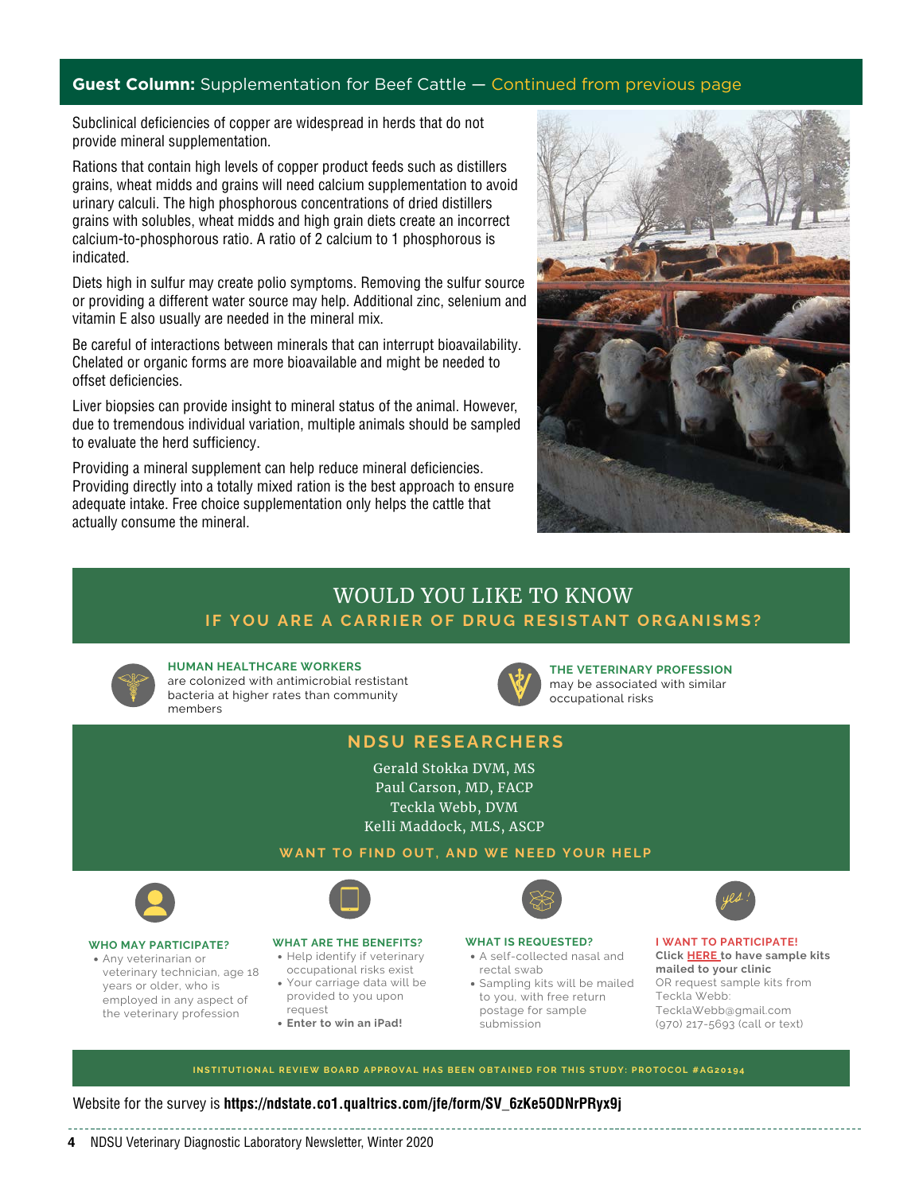## Guest Column: Supplementation for Beef Cattle — Continued from previous page

Subclinical deficiencies of copper are widespread in herds that do not provide mineral supplementation.

Rations that contain high levels of copper product feeds such as distillers grains, wheat midds and grains will need calcium supplementation to avoid urinary calculi. The high phosphorous concentrations of dried distillers grains with solubles, wheat midds and high grain diets create an incorrect calcium-to-phosphorous ratio. A ratio of 2 calcium to 1 phosphorous is indicated.

Diets high in sulfur may create polio symptoms. Removing the sulfur source or providing a different water source may help. Additional zinc, selenium and vitamin E also usually are needed in the mineral mix.

Be careful of interactions between minerals that can interrupt bioavailability. Chelated or organic forms are more bioavailable and might be needed to offset deficiencies.

Liver biopsies can provide insight to mineral status of the animal. However, due to tremendous individual variation, multiple animals should be sampled to evaluate the herd sufficiency.

Providing a mineral supplement can help reduce mineral deficiencies. Providing directly into a totally mixed ration is the best approach to ensure adequate intake. Free choice supplementation only helps the cattle that actually consume the mineral.

## WOULD YOU LIKE TO KNOW IF YOU ARE A CARRIER OF DRUG RESISTANT ORGANISMS?

**HUMAN HEALTHCARE WORKERS** are colonized with antimicrobial restistant bacteria at higher rates than community members

**THE VETERINARY PROFESSION** may be associated with similar occupational risks

### NDSU RESEARCHERS

Gerald Stokka DVM, MS
Paul Carson, MD, FACP
Teckla Webb, DVM
Kelli Maddock, MLS, ASCP

**WANT TO FIND OUT, AND WE NEED YOUR HELP**

**WHO MAY PARTICIPATE?**

- Any veterinarian or veterinary technician, age 18 years or older, who is employed in any aspect of the veterinary profession

**WHAT ARE THE BENEFITS?**

- Help identify if veterinary occupational risks exist
- Your carriage data will be provided to you upon request
- **Enter to win an iPad!**

**WHAT IS REQUESTED?**

- A self-collected nasal and rectal swab
- Sampling kits will be mailed to you, with free return postage for sample submission

**I WANT TO PARTICIPATE!**

**Click HERE to have sample kits mailed to your clinic**
OR request sample kits from Teckla Webb:
TecklaWebb@gmail.com
(970) 217-5693 (call or text)

INSTITUTIONAL REVIEW BOARD APPROVAL HAS BEEN OBTAINED FOR THIS STUDY: PROTOCOL #AG20194

Website for the survey is **https://ndstate.co1.qualtrics.com/jfe/form/SV_6zKe5ODNrPRyx9j**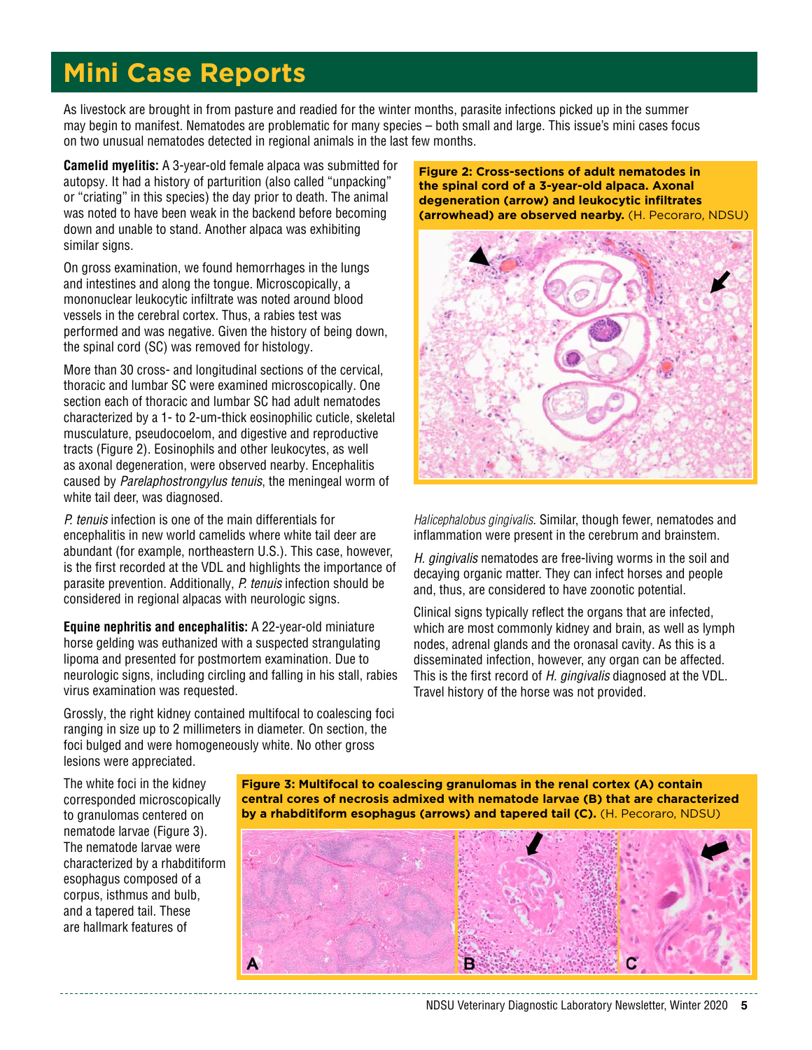# Mini Case Reports

As livestock are brought in from pasture and readied for the winter months, parasite infections picked up in the summer may begin to manifest. Nematodes are problematic for many species – both small and large. This issue's mini cases focus on two unusual nematodes detected in regional animals in the last few months.

**Camelid myelitis:** A 3-year-old female alpaca was submitted for autopsy. It had a history of parturition (also called "unpacking" or "criating" in this species) the day prior to death. The animal was noted to have been weak in the backend before becoming down and unable to stand. Another alpaca was exhibiting similar signs.

On gross examination, we found hemorrhages in the lungs and intestines and along the tongue. Microscopically, a mononuclear leukocytic infiltrate was noted around blood vessels in the cerebral cortex. Thus, a rabies test was performed and was negative. Given the history of being down, the spinal cord (SC) was removed for histology.

More than 30 cross- and longitudinal sections of the cervical, thoracic and lumbar SC were examined microscopically. One section each of thoracic and lumbar SC had adult nematodes characterized by a 1- to 2-um-thick eosinophilic cuticle, skeletal musculature, pseudocoelom, and digestive and reproductive tracts (Figure 2). Eosinophils and other leukocytes, as well as axonal degeneration, were observed nearby. Encephalitis caused by *Parelaphostrongylus tenuis*, the meningeal worm of white tail deer, was diagnosed.

**Figure 2: Cross-sections of adult nematodes in the spinal cord of a 3-year-old alpaca. Axonal degeneration (arrow) and leukocytic infiltrates (arrowhead) are observed nearby.** (H. Pecoraro, NDSU)

*P. tenuis* infection is one of the main differentials for encephalitis in new world camelids where white tail deer are abundant (for example, northeastern U.S.). This case, however, is the first recorded at the VDL and highlights the importance of parasite prevention. Additionally, *P. tenuis* infection should be considered in regional alpacas with neurologic signs.

**Equine nephritis and encephalitis:** A 22-year-old miniature horse gelding was euthanized with a suspected strangulating lipoma and presented for postmortem examination. Due to neurologic signs, including circling and falling in his stall, rabies virus examination was requested.

Grossly, the right kidney contained multifocal to coalescing foci ranging in size up to 2 millimeters in diameter. On section, the foci bulged and were homogeneously white. No other gross lesions were appreciated.

The white foci in the kidney corresponded microscopically to granulomas centered on nematode larvae (Figure 3). The nematode larvae were characterized by a rhabditiform esophagus composed of a corpus, isthmus and bulb, and a tapered tail. These are hallmark features of *Halicephalobus gingivalis*. Similar, though fewer, nematodes and inflammation were present in the cerebrum and brainstem.

**Figure 3: Multifocal to coalescing granulomas in the renal cortex (A) contain central cores of necrosis admixed with nematode larvae (B) that are characterized by a rhabditiform esophagus (arrows) and tapered tail (C).** (H. Pecoraro, NDSU)

*H. gingivalis* nematodes are free-living worms in the soil and decaying organic matter. They can infect horses and people and, thus, are considered to have zoonotic potential.

Clinical signs typically reflect the organs that are infected, which are most commonly kidney and brain, as well as lymph nodes, adrenal glands and the oronasal cavity. As this is a disseminated infection, however, any organ can be affected. This is the first record of *H. gingivalis* diagnosed at the VDL. Travel history of the horse was not provided.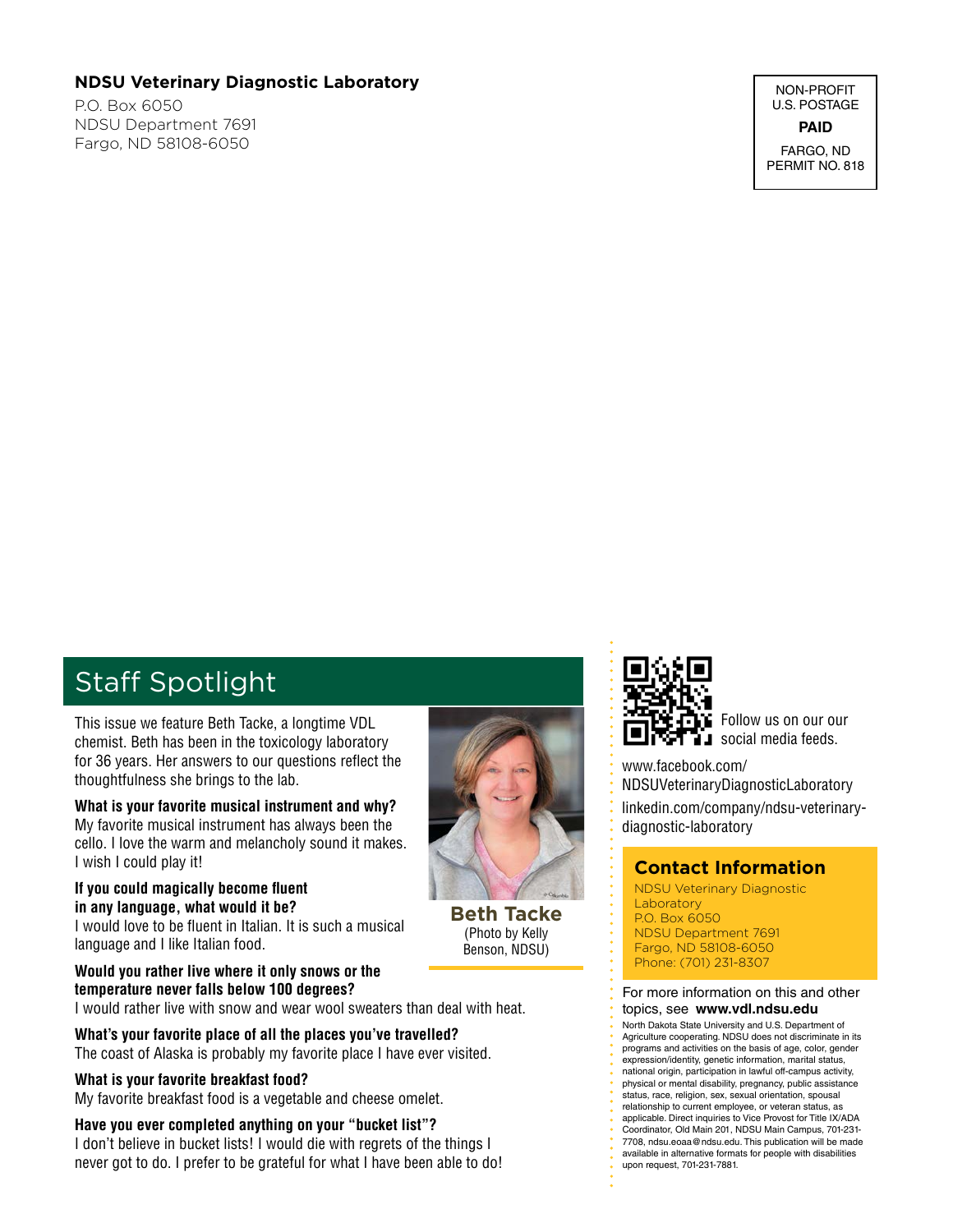**NDSU Veterinary Diagnostic Laboratory**
P.O. Box 6050
NDSU Department 7691
Fargo, ND 58108-6050

NON-PROFIT
U.S. POSTAGE
**PAID**
FARGO, ND
PERMIT NO. 818

## Staff Spotlight

This issue we feature Beth Tacke, a longtime VDL chemist. Beth has been in the toxicology laboratory for 36 years. Her answers to our questions reflect the thoughtfulness she brings to the lab.

**Beth Tacke**
(Photo by Kelly Benson, NDSU)

**What is your favorite musical instrument and why?**
My favorite musical instrument has always been the cello. I love the warm and melancholy sound it makes. I wish I could play it!

**If you could magically become fluent in any language, what would it be?**
I would love to be fluent in Italian. It is such a musical language and I like Italian food.

**Would you rather live where it only snows or the temperature never falls below 100 degrees?**
I would rather live with snow and wear wool sweaters than deal with heat.

**What's your favorite place of all the places you've travelled?**
The coast of Alaska is probably my favorite place I have ever visited.

**What is your favorite breakfast food?**
My favorite breakfast food is a vegetable and cheese omelet.

**Have you ever completed anything on your "bucket list"?**
I don't believe in bucket lists! I would die with regrets of the things I never got to do. I prefer to be grateful for what I have been able to do!

Follow us on our our social media feeds.

www.facebook.com/NDSUVeterinaryDiagnosticLaboratory

linkedin.com/company/ndsu-veterinary-diagnostic-laboratory

### Contact Information

NDSU Veterinary Diagnostic Laboratory
P.O. Box 6050
NDSU Department 7691
Fargo, ND 58108-6050
Phone: (701) 231-8307

For more information on this and other topics, see **www.vdl.ndsu.edu**

North Dakota State University and U.S. Department of Agriculture cooperating. NDSU does not discriminate in its programs and activities on the basis of age, color, gender expression/identity, genetic information, marital status, national origin, participation in lawful off-campus activity, physical or mental disability, pregnancy, public assistance status, race, religion, sex, sexual orientation, spousal relationship to current employee, or veteran status, as applicable. Direct inquiries to Vice Provost for Title IX/ADA Coordinator, Old Main 201, NDSU Main Campus, 701-231-7708, ndsu.eoaa@ndsu.edu. This publication will be made available in alternative formats for people with disabilities upon request, 701-231-7881.